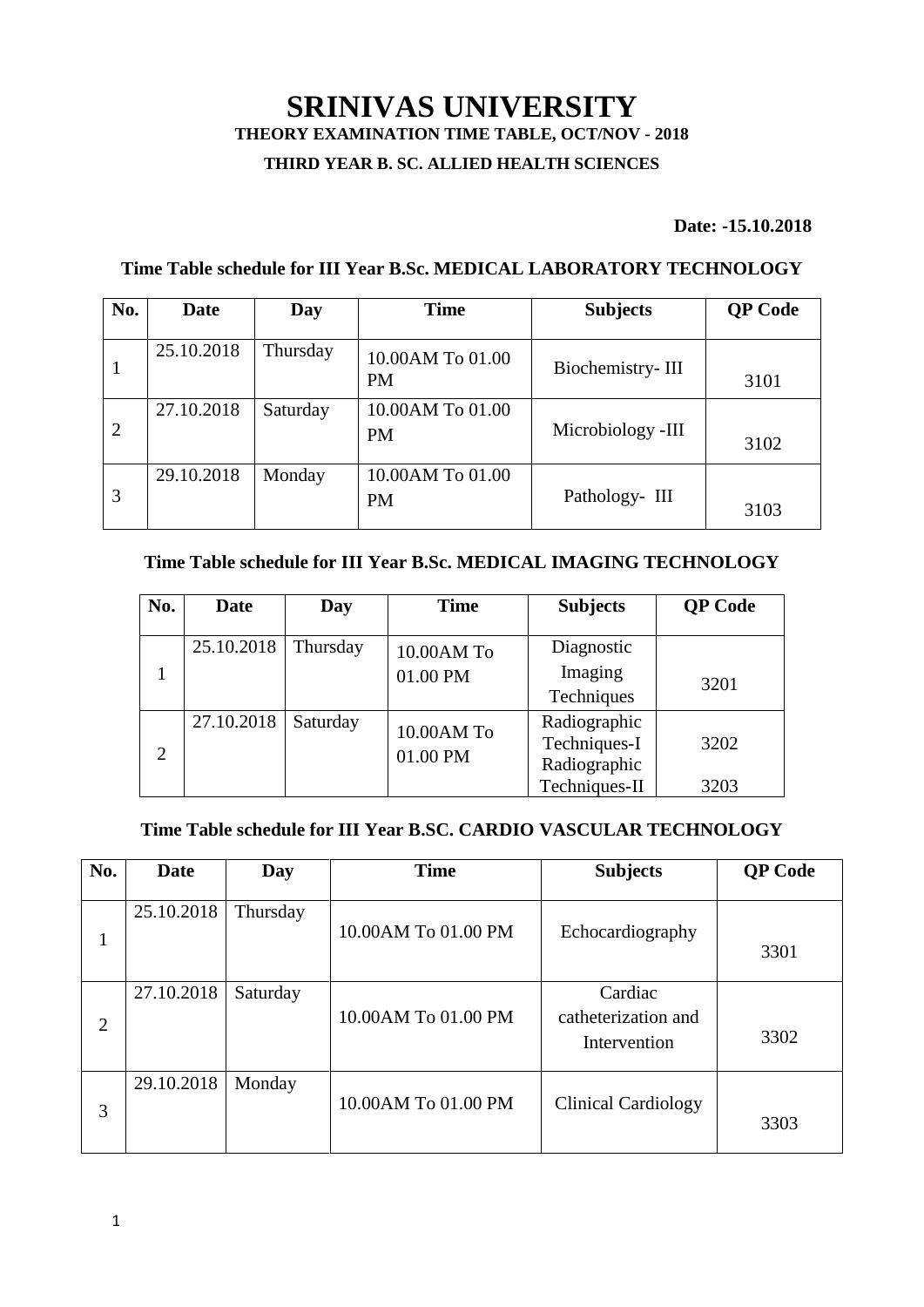# SRINIVAS UNIVERSITY

**THEORY EXAMINATION TIME TABLE, OCT/NOV - 2018**

**THIRD YEAR B. SC. ALLIED HEALTH SCIENCES**

**Date: -15.10.2018**

### Time Table schedule for III Year B.Sc. MEDICAL LABORATORY TECHNOLOGY

| No. | Date | Day | Time | Subjects | QP Code |
|---|---|---|---|---|---|
| 1 | 25.10.2018 | Thursday | 10.00AM To 01.00 PM | Biochemistry- III | 3101 |
| 2 | 27.10.2018 | Saturday | 10.00AM To 01.00 PM | Microbiology -III | 3102 |
| 3 | 29.10.2018 | Monday | 10.00AM To 01.00 PM | Pathology- III | 3103 |

### Time Table schedule for III Year B.Sc. MEDICAL IMAGING TECHNOLOGY

| No. | Date | Day | Time | Subjects | QP Code |
|---|---|---|---|---|---|
| 1 | 25.10.2018 | Thursday | 10.00AM To 01.00 PM | Diagnostic Imaging Techniques | 3201 |
| 2 | 27.10.2018 | Saturday | 10.00AM To 01.00 PM | Radiographic Techniques-I<br>Radiographic Techniques-II | 3202<br>3203 |

### Time Table schedule for III Year B.SC. CARDIO VASCULAR TECHNOLOGY

| No. | Date | Day | Time | Subjects | QP Code |
|---|---|---|---|---|---|
| 1 | 25.10.2018 | Thursday | 10.00AM To 01.00 PM | Echocardiography | 3301 |
| 2 | 27.10.2018 | Saturday | 10.00AM To 01.00 PM | Cardiac catheterization and Intervention | 3302 |
| 3 | 29.10.2018 | Monday | 10.00AM To 01.00 PM | Clinical Cardiology | 3303 |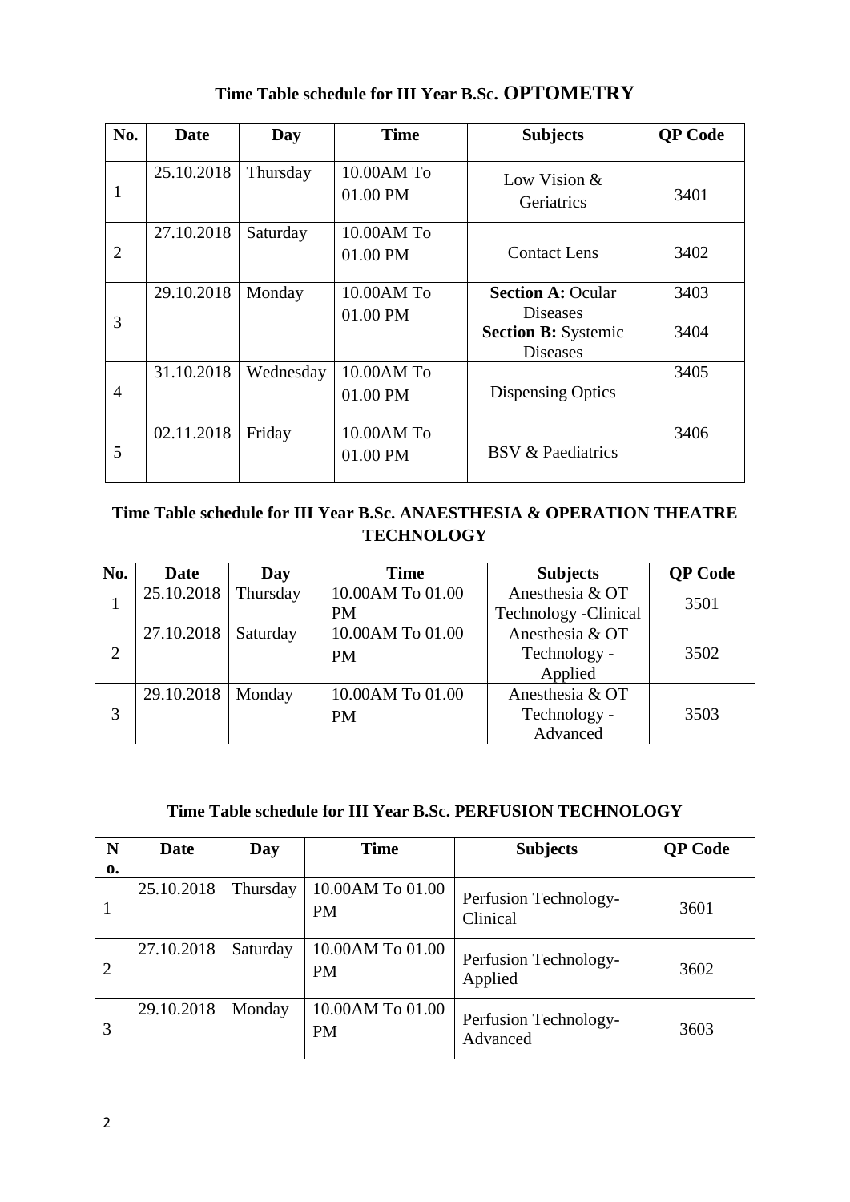## Time Table schedule for III Year B.Sc. OPTOMETRY

| No. | Date | Day | Time | Subjects | QP Code |
|---|---|---|---|---|---|
| 1 | 25.10.2018 | Thursday | 10.00AM To 01.00 PM | Low Vision & Geriatrics | 3401 |
| 2 | 27.10.2018 | Saturday | 10.00AM To 01.00 PM | Contact Lens | 3402 |
| 3 | 29.10.2018 | Monday | 10.00AM To 01.00 PM | **Section A:** Ocular Diseases<br>**Section B:** Systemic Diseases | 3403<br>3404 |
| 4 | 31.10.2018 | Wednesday | 10.00AM To 01.00 PM | Dispensing Optics | 3405 |
| 5 | 02.11.2018 | Friday | 10.00AM To 01.00 PM | BSV & Paediatrics | 3406 |

## Time Table schedule for III Year B.Sc. ANAESTHESIA & OPERATION THEATRE TECHNOLOGY

| No. | Date | Day | Time | Subjects | QP Code |
|---|---|---|---|---|---|
| 1 | 25.10.2018 | Thursday | 10.00AM To 01.00 PM | Anesthesia & OT Technology -Clinical | 3501 |
| 2 | 27.10.2018 | Saturday | 10.00AM To 01.00 PM | Anesthesia & OT Technology - Applied | 3502 |
| 3 | 29.10.2018 | Monday | 10.00AM To 01.00 PM | Anesthesia & OT Technology - Advanced | 3503 |

## Time Table schedule for III Year B.Sc. PERFUSION TECHNOLOGY

| No. | Date | Day | Time | Subjects | QP Code |
|---|---|---|---|---|---|
| 1 | 25.10.2018 | Thursday | 10.00AM To 01.00 PM | Perfusion Technology-Clinical | 3601 |
| 2 | 27.10.2018 | Saturday | 10.00AM To 01.00 PM | Perfusion Technology-Applied | 3602 |
| 3 | 29.10.2018 | Monday | 10.00AM To 01.00 PM | Perfusion Technology-Advanced | 3603 |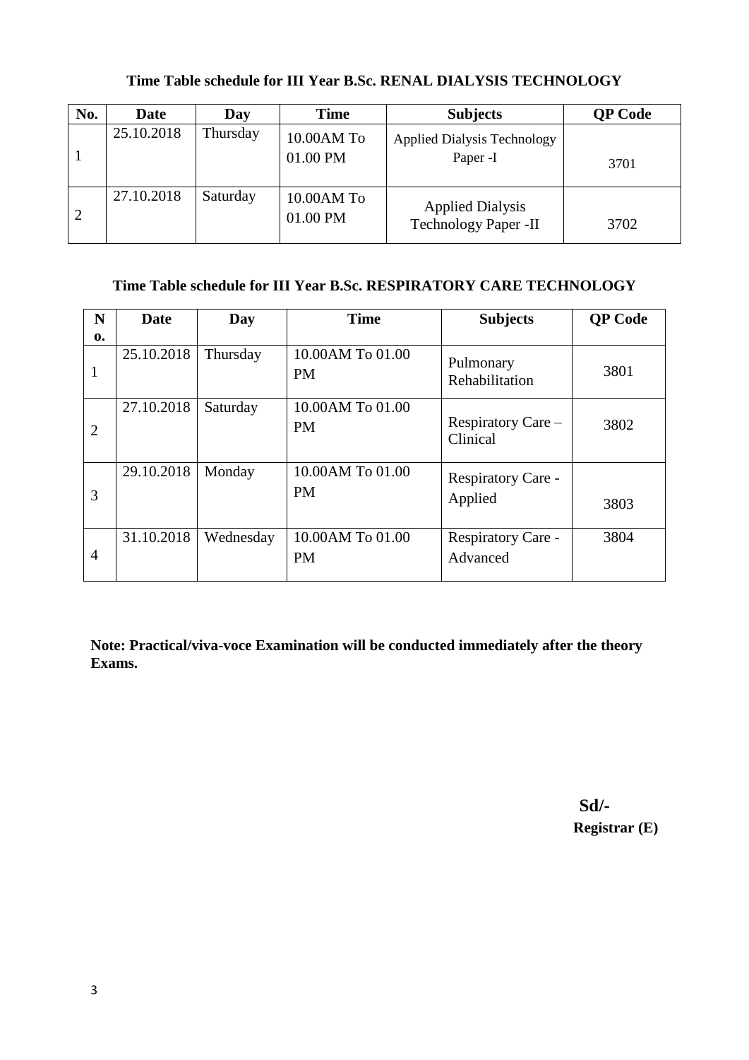**Time Table schedule for III Year B.Sc. RENAL DIALYSIS TECHNOLOGY**

| No. | Date | Day | Time | Subjects | QP Code |
|---|---|---|---|---|---|
| 1 | 25.10.2018 | Thursday | 10.00AM To 01.00 PM | Applied Dialysis Technology Paper -I | 3701 |
| 2 | 27.10.2018 | Saturday | 10.00AM To 01.00 PM | Applied Dialysis Technology Paper -II | 3702 |

**Time Table schedule for III Year B.Sc. RESPIRATORY CARE TECHNOLOGY**

| No. | Date | Day | Time | Subjects | QP Code |
|---|---|---|---|---|---|
| 1 | 25.10.2018 | Thursday | 10.00AM To 01.00 PM | Pulmonary Rehabilitation | 3801 |
| 2 | 27.10.2018 | Saturday | 10.00AM To 01.00 PM | Respiratory Care – Clinical | 3802 |
| 3 | 29.10.2018 | Monday | 10.00AM To 01.00 PM | Respiratory Care - Applied | 3803 |
| 4 | 31.10.2018 | Wednesday | 10.00AM To 01.00 PM | Respiratory Care - Advanced | 3804 |

**Note: Practical/viva-voce Examination will be conducted immediately after the theory Exams.**

**Sd/-**
**Registrar (E)**